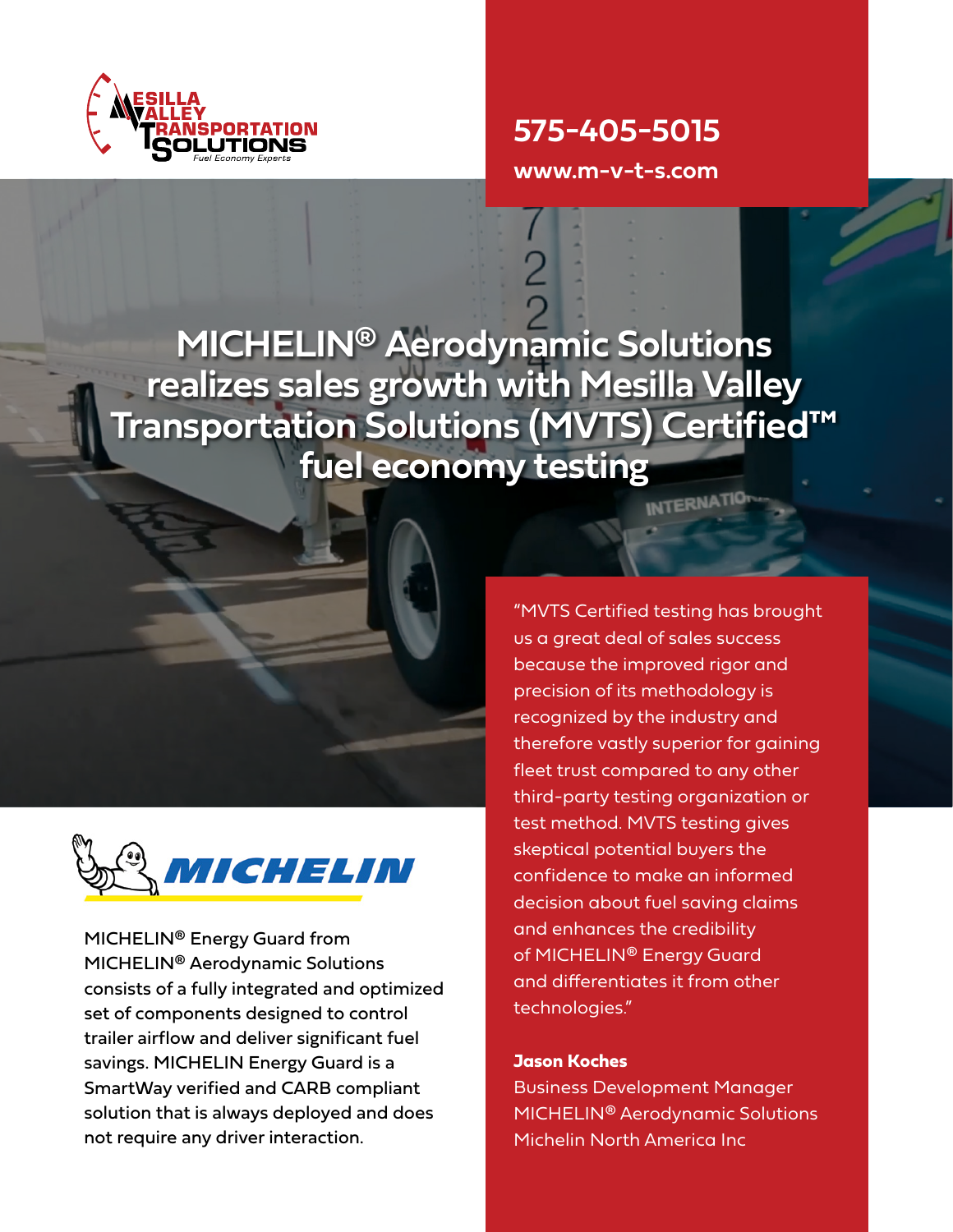575-405-5015

www.m-v-t-s.com

# MICHELIN® Aerodynamic Solutions realizes sales growth with Mesilla Valley Transportation Solutions (MVTS) Certified™ fuel economy testing

"MVTS Certified testing has brought us a great deal of sales success because the improved rigor and precision of its methodology is recognized by the industry and therefore vastly superior for gaining fleet trust compared to any other third-party testing organization or test method. MVTS testing gives skeptical potential buyers the confidence to make an informed decision about fuel saving claims and enhances the credibility of MICHELIN® Energy Guard and differentiates it from other technologies."

**Jason Koches**
Business Development Manager
MICHELIN® Aerodynamic Solutions
Michelin North America Inc

MICHELIN® Energy Guard from MICHELIN® Aerodynamic Solutions consists of a fully integrated and optimized set of components designed to control trailer airflow and deliver significant fuel savings. MICHELIN Energy Guard is a SmartWay verified and CARB compliant solution that is always deployed and does not require any driver interaction.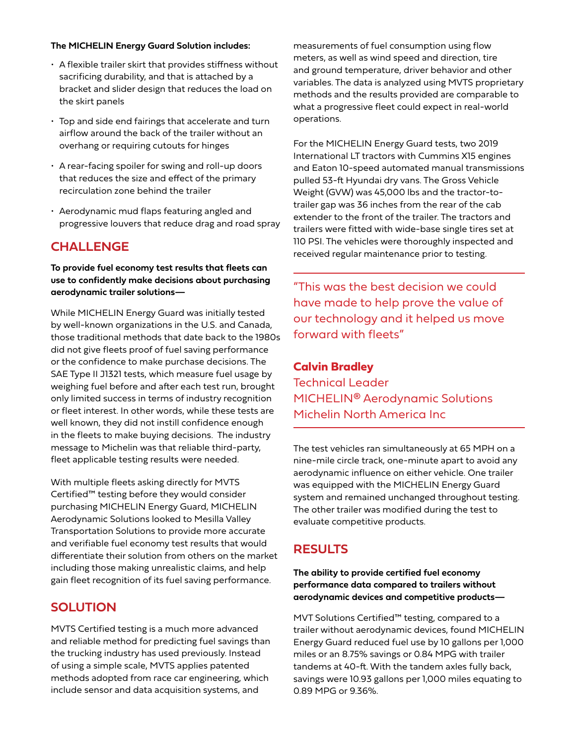**The MICHELIN Energy Guard Solution includes:**

- A flexible trailer skirt that provides stiffness without sacrificing durability, and that is attached by a bracket and slider design that reduces the load on the skirt panels
- Top and side end fairings that accelerate and turn airflow around the back of the trailer without an overhang or requiring cutouts for hinges
- A rear-facing spoiler for swing and roll-up doors that reduces the size and effect of the primary recirculation zone behind the trailer
- Aerodynamic mud flaps featuring angled and progressive louvers that reduce drag and road spray

## CHALLENGE

**To provide fuel economy test results that fleets can use to confidently make decisions about purchasing aerodynamic trailer solutions—**

While MICHELIN Energy Guard was initially tested by well-known organizations in the U.S. and Canada, those traditional methods that date back to the 1980s did not give fleets proof of fuel saving performance or the confidence to make purchase decisions. The SAE Type II J1321 tests, which measure fuel usage by weighing fuel before and after each test run, brought only limited success in terms of industry recognition or fleet interest. In other words, while these tests are well known, they did not instill confidence enough in the fleets to make buying decisions. The industry message to Michelin was that reliable third-party, fleet applicable testing results were needed.

With multiple fleets asking directly for MVTS Certified™ testing before they would consider purchasing MICHELIN Energy Guard, MICHELIN Aerodynamic Solutions looked to Mesilla Valley Transportation Solutions to provide more accurate and verifiable fuel economy test results that would differentiate their solution from others on the market including those making unrealistic claims, and help gain fleet recognition of its fuel saving performance.

## SOLUTION

MVTS Certified testing is a much more advanced and reliable method for predicting fuel savings than the trucking industry has used previously. Instead of using a simple scale, MVTS applies patented methods adopted from race car engineering, which include sensor and data acquisition systems, and measurements of fuel consumption using flow meters, as well as wind speed and direction, tire and ground temperature, driver behavior and other variables. The data is analyzed using MVTS proprietary methods and the results provided are comparable to what a progressive fleet could expect in real-world operations.

For the MICHELIN Energy Guard tests, two 2019 International LT tractors with Cummins X15 engines and Eaton 10-speed automated manual transmissions pulled 53-ft Hyundai dry vans. The Gross Vehicle Weight (GVW) was 45,000 lbs and the tractor-to-trailer gap was 36 inches from the rear of the cab extender to the front of the trailer. The tractors and trailers were fitted with wide-base single tires set at 110 PSI. The vehicles were thoroughly inspected and received regular maintenance prior to testing.

> "This was the best decision we could have made to help prove the value of our technology and it helped us move forward with fleets"
>
> **Calvin Bradley**
> Technical Leader
> MICHELIN® Aerodynamic Solutions
> Michelin North America Inc

The test vehicles ran simultaneously at 65 MPH on a nine-mile circle track, one-minute apart to avoid any aerodynamic influence on either vehicle. One trailer was equipped with the MICHELIN Energy Guard system and remained unchanged throughout testing. The other trailer was modified during the test to evaluate competitive products.

## RESULTS

**The ability to provide certified fuel economy performance data compared to trailers without aerodynamic devices and competitive products—**

MVT Solutions Certified™ testing, compared to a trailer without aerodynamic devices, found MICHELIN Energy Guard reduced fuel use by 10 gallons per 1,000 miles or an 8.75% savings or 0.84 MPG with trailer tandems at 40-ft. With the tandem axles fully back, savings were 10.93 gallons per 1,000 miles equating to 0.89 MPG or 9.36%.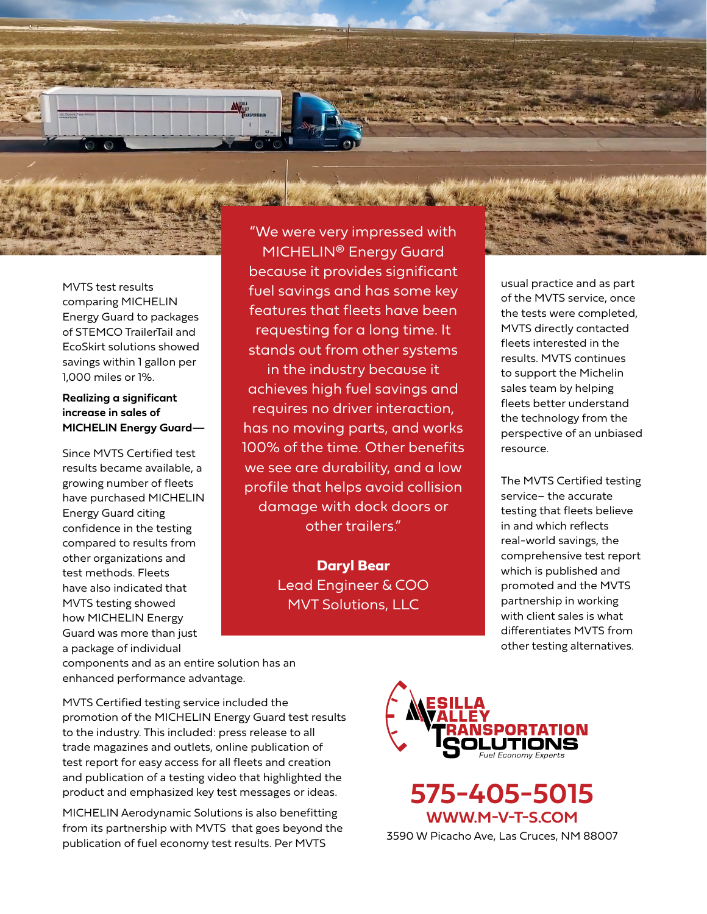MVTS test results comparing MICHELIN Energy Guard to packages of STEMCO TrailerTail and EcoSkirt solutions showed savings within 1 gallon per 1,000 miles or 1%.

**Realizing a significant increase in sales of MICHELIN Energy Guard—**

Since MVTS Certified test results became available, a growing number of fleets have purchased MICHELIN Energy Guard citing confidence in the testing compared to results from other organizations and test methods. Fleets have also indicated that MVTS testing showed how MICHELIN Energy Guard was more than just a package of individual components and as an entire solution has an enhanced performance advantage.

MVTS Certified testing service included the promotion of the MICHELIN Energy Guard test results to the industry. This included: press release to all trade magazines and outlets, online publication of test report for easy access for all fleets and creation and publication of a testing video that highlighted the product and emphasized key test messages or ideas.

MICHELIN Aerodynamic Solutions is also benefitting from its partnership with MVTS that goes beyond the publication of fuel economy test results. Per MVTS usual practice and as part of the MVTS service, once the tests were completed, MVTS directly contacted fleets interested in the results. MVTS continues to support the Michelin sales team by helping fleets better understand the technology from the perspective of an unbiased resource.

The MVTS Certified testing service– the accurate testing that fleets believe in and which reflects real-world savings, the comprehensive test report which is published and promoted and the MVTS partnership in working with client sales is what differentiates MVTS from other testing alternatives.

"We were very impressed with MICHELIN® Energy Guard because it provides significant fuel savings and has some key features that fleets have been requesting for a long time. It stands out from other systems in the industry because it achieves high fuel savings and requires no driver interaction, has no moving parts, and works 100% of the time. Other benefits we see are durability, and a low profile that helps avoid collision damage with dock doors or other trailers."

**Daryl Bear**
Lead Engineer & COO
MVT Solutions, LLC

MESILLA VALLEY TRANSPORTATION SOLUTIONS
Fuel Economy Experts

**575-405-5015**
**WWW.M-V-T-S.COM**
3590 W Picacho Ave, Las Cruces, NM 88007